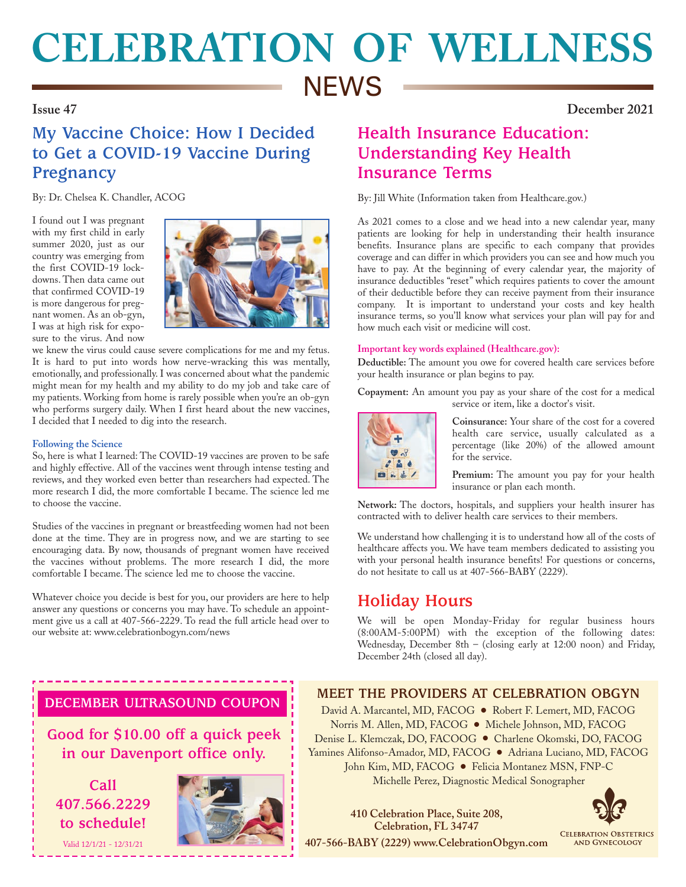# CELEBRATION OF WELLNESS NEWS

**Issue 47** **December 2021**

## My Vaccine Choice: How I Decided to Get a COVID-19 Vaccine During Pregnancy

By: Dr. Chelsea K. Chandler, ACOG

I found out I was pregnant with my first child in early summer 2020, just as our country was emerging from the first COVID-19 lockdowns. Then data came out that confirmed COVID-19 is more dangerous for pregnant women. As an ob-gyn, I was at high risk for exposure to the virus. And now we knew the virus could cause severe complications for me and my fetus. It is hard to put into words how nerve-wracking this was mentally, emotionally, and professionally. I was concerned about what the pandemic might mean for my health and my ability to do my job and take care of my patients. Working from home is rarely possible when you're an ob-gyn who performs surgery daily. When I first heard about the new vaccines, I decided that I needed to dig into the research.

### Following the Science

So, here is what I learned: The COVID-19 vaccines are proven to be safe and highly effective. All of the vaccines went through intense testing and reviews, and they worked even better than researchers had expected. The more research I did, the more comfortable I became. The science led me to choose the vaccine.

Studies of the vaccines in pregnant or breastfeeding women had not been done at the time. They are in progress now, and we are starting to see encouraging data. By now, thousands of pregnant women have received the vaccines without problems. The more research I did, the more comfortable I became. The science led me to choose the vaccine.

Whatever choice you decide is best for you, our providers are here to help answer any questions or concerns you may have. To schedule an appointment give us a call at 407-566-2229. To read the full article head over to our website at: www.celebrationbogyn.com/news

## Health Insurance Education: Understanding Key Health Insurance Terms

By: Jill White (Information taken from Healthcare.gov.)

As 2021 comes to a close and we head into a new calendar year, many patients are looking for help in understanding their health insurance benefits. Insurance plans are specific to each company that provides coverage and can differ in which providers you can see and how much you have to pay. At the beginning of every calendar year, the majority of insurance deductibles "reset" which requires patients to cover the amount of their deductible before they can receive payment from their insurance company. It is important to understand your costs and key health insurance terms, so you'll know what services your plan will pay for and how much each visit or medicine will cost.

### Important key words explained (Healthcare.gov):

**Deductible:** The amount you owe for covered health care services before your health insurance or plan begins to pay.

**Copayment:** An amount you pay as your share of the cost for a medical service or item, like a doctor's visit.

**Coinsurance:** Your share of the cost for a covered health care service, usually calculated as a percentage (like 20%) of the allowed amount for the service.

**Premium:** The amount you pay for your health insurance or plan each month.

**Network:** The doctors, hospitals, and suppliers your health insurer has contracted with to deliver health care services to their members.

We understand how challenging it is to understand how all of the costs of healthcare affects you. We have team members dedicated to assisting you with your personal health insurance benefits! For questions or concerns, do not hesitate to call us at 407-566-BABY (2229).

## Holiday Hours

We will be open Monday-Friday for regular business hours (8:00AM-5:00PM) with the exception of the following dates: Wednesday, December 8th – (closing early at 12:00 noon) and Friday, December 24th (closed all day).

## DECEMBER ULTRASOUND COUPON

**Good for $10.00 off a quick peek in our Davenport office only.**

**Call 407.566.2229 to schedule!**

Valid 12/1/21 - 12/31/21

## MEET THE PROVIDERS AT CELEBRATION OBGYN

David A. Marcantel, MD, FACOG • Robert F. Lemert, MD, FACOG
Norris M. Allen, MD, FACOG • Michele Johnson, MD, FACOG
Denise L. Klemczak, DO, FACOOG • Charlene Okomski, DO, FACOG
Yamines Alifonso-Amador, MD, FACOG • Adriana Luciano, MD, FACOG
John Kim, MD, FACOG • Felicia Montanez MSN, FNP-C
Michelle Perez, Diagnostic Medical Sonographer

**410 Celebration Place, Suite 208, Celebration, FL 34747**

**407-566-BABY (2229) www.CelebrationObgyn.com**

Celebration Obstetrics and Gynecology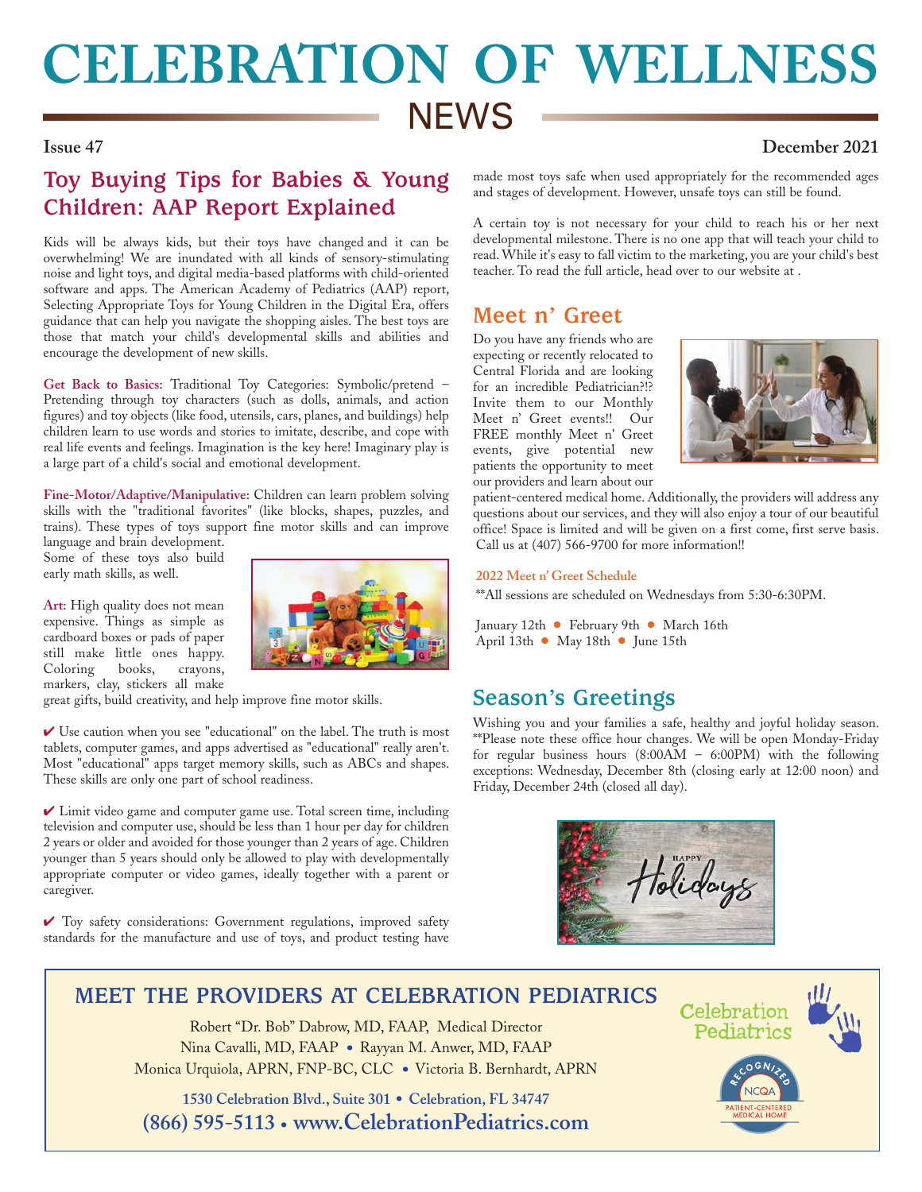# CELEBRATION OF WELLNESS NEWS

**Issue 47** **December 2021**

## Toy Buying Tips for Babies & Young Children: AAP Report Explained

Kids will be always kids, but their toys have changed and it can be overwhelming! We are inundated with all kinds of sensory-stimulating noise and light toys, and digital media-based platforms with child-oriented software and apps. The American Academy of Pediatrics (AAP) report, Selecting Appropriate Toys for Young Children in the Digital Era, offers guidance that can help you navigate the shopping aisles. The best toys are those that match your child's developmental skills and abilities and encourage the development of new skills.

**Get Back to Basics:** Traditional Toy Categories: Symbolic/pretend – Pretending through toy characters (such as dolls, animals, and action figures) and toy objects (like food, utensils, cars, planes, and buildings) help children learn to use words and stories to imitate, describe, and cope with real life events and feelings. Imagination is the key here! Imaginary play is a large part of a child's social and emotional development.

**Fine-Motor/Adaptive/Manipulative:** Children can learn problem solving skills with the "traditional favorites" (like blocks, shapes, puzzles, and trains). These types of toys support fine motor skills and can improve language and brain development. Some of these toys also build early math skills, as well.

**Art:** High quality does not mean expensive. Things as simple as cardboard boxes or pads of paper still make little ones happy. Coloring books, crayons, markers, clay, stickers all make great gifts, build creativity, and help improve fine motor skills.

✔ Use caution when you see "educational" on the label. The truth is most tablets, computer games, and apps advertised as "educational" really aren't. Most "educational" apps target memory skills, such as ABCs and shapes. These skills are only one part of school readiness.

✔ Limit video game and computer game use. Total screen time, including television and computer use, should be less than 1 hour per day for children 2 years or older and avoided for those younger than 2 years of age. Children younger than 5 years should only be allowed to play with developmentally appropriate computer or video games, ideally together with a parent or caregiver.

✔ Toy safety considerations: Government regulations, improved safety standards for the manufacture and use of toys, and product testing have made most toys safe when used appropriately for the recommended ages and stages of development. However, unsafe toys can still be found.

A certain toy is not necessary for your child to reach his or her next developmental milestone. There is no one app that will teach your child to read. While it's easy to fall victim to the marketing, you are your child's best teacher. To read the full article, head over to our website at .

## Meet n' Greet

Do you have any friends who are expecting or recently relocated to Central Florida and are looking for an incredible Pediatrician?!? Invite them to our Monthly Meet n' Greet events!! Our FREE monthly Meet n' Greet events, give potential new patients the opportunity to meet our providers and learn about our patient-centered medical home. Additionally, the providers will address any questions about our services, and they will also enjoy a tour of our beautiful office! Space is limited and will be given on a first come, first serve basis. Call us at (407) 566-9700 for more information!!

**2022 Meet n' Greet Schedule**

**All sessions are scheduled on Wednesdays from 5:30-6:30PM.

January 12th • February 9th • March 16th
April 13th • May 18th • June 15th

## Season's Greetings

Wishing you and your families a safe, healthy and joyful holiday season. **Please note these office hour changes. We will be open Monday-Friday for regular business hours (8:00AM – 6:00PM) with the following exceptions: Wednesday, December 8th (closing early at 12:00 noon) and Friday, December 24th (closed all day).

## MEET THE PROVIDERS AT CELEBRATION PEDIATRICS

Robert "Dr. Bob" Dabrow, MD, FAAP, Medical Director
Nina Cavalli, MD, FAAP • Rayyan M. Anwer, MD, FAAP
Monica Urquiola, APRN, FNP-BC, CLC • Victoria B. Bernhardt, APRN

**1530 Celebration Blvd., Suite 301 • Celebration, FL 34747**
**(866) 595-5113 • www.CelebrationPediatrics.com**

Celebration Pediatrics

RECOGNIZED NCQA PATIENT-CENTERED MEDICAL HOME